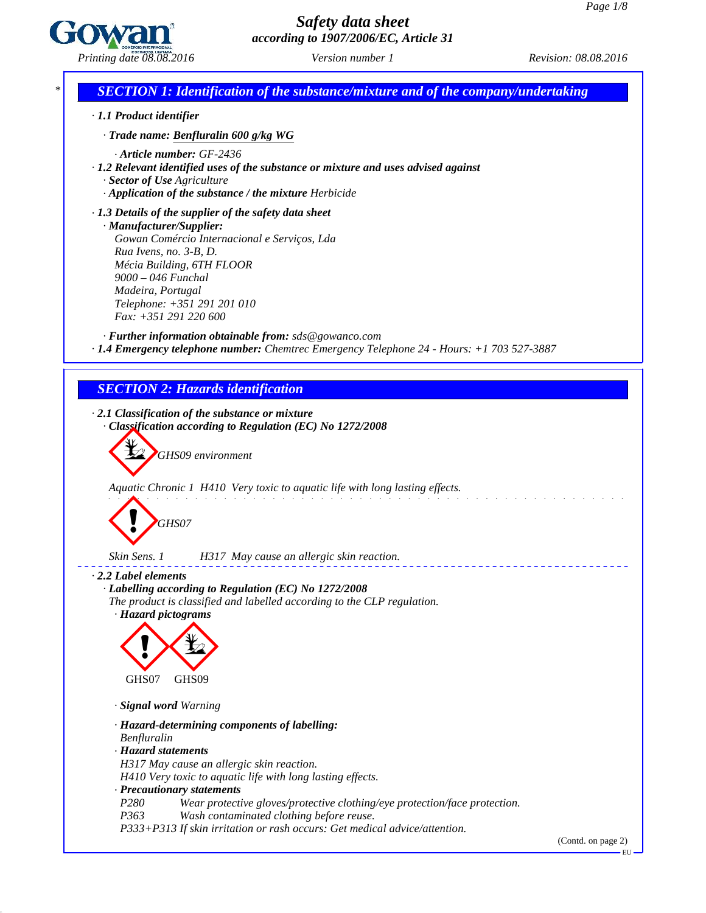# Safety data sheet
*according to 1907/2006/EC, Article 31*

Printing date 08.08.2016 | Version number 1 | Revision: 08.08.2016

## SECTION 1: Identification of the substance/mixture and of the company/undertaking

· **1.1 Product identifier**

· **Trade name:** Benfluralin 600 g/kg WG

· **Article number:** GF-2436

· **1.2 Relevant identified uses of the substance or mixture and uses advised against**

· **Sector of Use** Agriculture

· **Application of the substance / the mixture** Herbicide

· **1.3 Details of the supplier of the safety data sheet**

· **Manufacturer/Supplier:**

Gowan Comércio Internacional e Serviços, Lda
Rua Ivens, no. 3-B, D.
Mécia Building, 6TH FLOOR
9000 – 046 Funchal
Madeira, Portugal
Telephone: +351 291 201 010
Fax: +351 291 220 600

· **Further information obtainable from:** sds@gowanco.com

· **1.4 Emergency telephone number:** Chemtrec Emergency Telephone 24 - Hours: +1 703 527-3887

## SECTION 2: Hazards identification

· **2.1 Classification of the substance or mixture**

· **Classification according to Regulation (EC) No 1272/2008**

GHS09 environment

Aquatic Chronic 1 H410 Very toxic to aquatic life with long lasting effects.

GHS07

Skin Sens. 1 H317 May cause an allergic skin reaction.

· **2.2 Label elements**

· **Labelling according to Regulation (EC) No 1272/2008**

The product is classified and labelled according to the CLP regulation.

· **Hazard pictograms**

GHS07 GHS09

· **Signal word** Warning

· **Hazard-determining components of labelling:**

Benfluralin

· **Hazard statements**

H317 May cause an allergic skin reaction.
H410 Very toxic to aquatic life with long lasting effects.

· **Precautionary statements**

P280 Wear protective gloves/protective clothing/eye protection/face protection.
P363 Wash contaminated clothing before reuse.
P333+P313 If skin irritation or rash occurs: Get medical advice/attention.

(Contd. on page 2)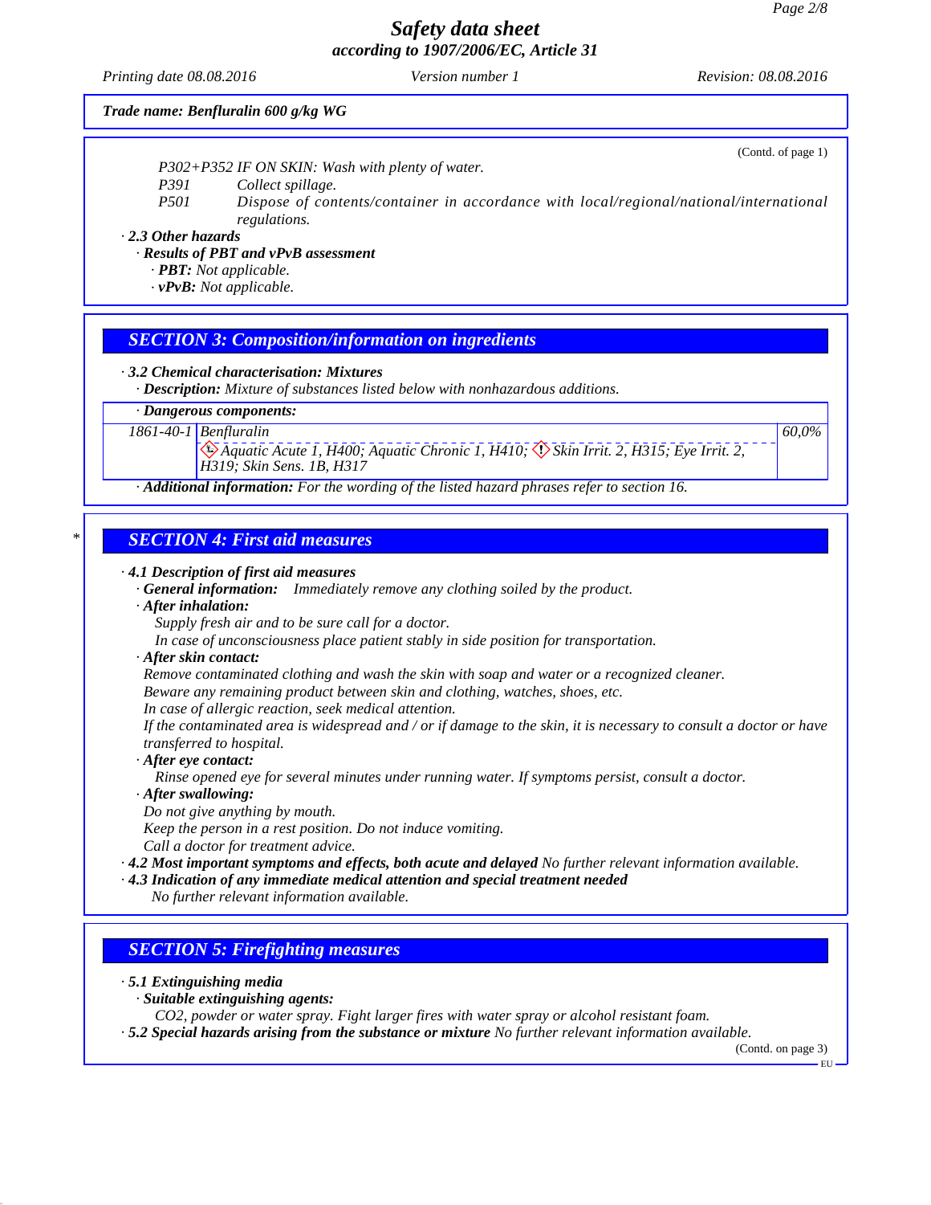(Contd. of page 1)

P302+P352 IF ON SKIN: Wash with plenty of water.
P391 Collect spillage.
P501 Dispose of contents/container in accordance with local/regional/national/international regulations.

· **2.3 Other hazards**
· **Results of PBT and vPvB assessment**
· **PBT:** Not applicable.
· **vPvB:** Not applicable.

## SECTION 3: Composition/information on ingredients

· **3.2 Chemical characterisation: Mixtures**
· **Description:** Mixture of substances listed below with nonhazardous additions.

· **Dangerous components:**

| | | |
|---|---|---|
| 1861-40-1 | Benfluralin<br>Aquatic Acute 1, H400; Aquatic Chronic 1, H410; Skin Irrit. 2, H315; Eye Irrit. 2, H319; Skin Sens. 1B, H317 | 60,0% |

· **Additional information:** For the wording of the listed hazard phrases refer to section 16.

## SECTION 4: First aid measures

· **4.1 Description of first aid measures**
· **General information:** Immediately remove any clothing soiled by the product.
· **After inhalation:**
Supply fresh air and to be sure call for a doctor.
In case of unconsciousness place patient stably in side position for transportation.
· **After skin contact:**
Remove contaminated clothing and wash the skin with soap and water or a recognized cleaner.
Beware any remaining product between skin and clothing, watches, shoes, etc.
In case of allergic reaction, seek medical attention.
If the contaminated area is widespread and / or if damage to the skin, it is necessary to consult a doctor or have transferred to hospital.
· **After eye contact:**
Rinse opened eye for several minutes under running water. If symptoms persist, consult a doctor.
· **After swallowing:**
Do not give anything by mouth.
Keep the person in a rest position. Do not induce vomiting.
Call a doctor for treatment advice.
· **4.2 Most important symptoms and effects, both acute and delayed** No further relevant information available.
· **4.3 Indication of any immediate medical attention and special treatment needed**
No further relevant information available.

## SECTION 5: Firefighting measures

· **5.1 Extinguishing media**
· **Suitable extinguishing agents:**
CO2, powder or water spray. Fight larger fires with water spray or alcohol resistant foam.
· **5.2 Special hazards arising from the substance or mixture** No further relevant information available.

(Contd. on page 3)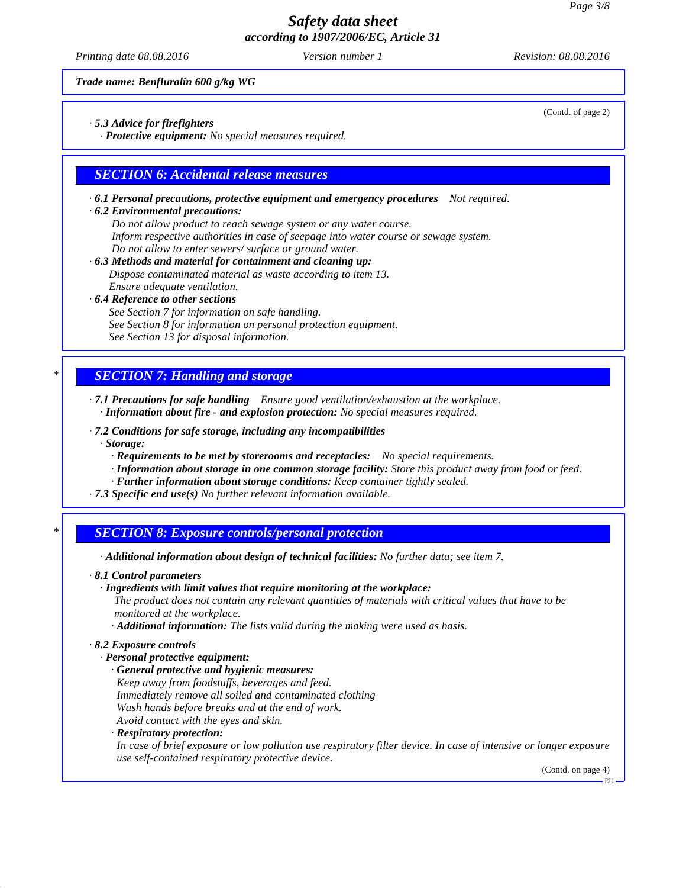(Contd. of page 2)

· **5.3 Advice for firefighters**
· **Protective equipment:** No special measures required.

## SECTION 6: Accidental release measures

· **6.1 Personal precautions, protective equipment and emergency procedures** Not required.
· **6.2 Environmental precautions:**
Do not allow product to reach sewage system or any water course.
Inform respective authorities in case of seepage into water course or sewage system.
Do not allow to enter sewers/ surface or ground water.
· **6.3 Methods and material for containment and cleaning up:**
Dispose contaminated material as waste according to item 13.
Ensure adequate ventilation.
· **6.4 Reference to other sections**
See Section 7 for information on safe handling.
See Section 8 for information on personal protection equipment.
See Section 13 for disposal information.

## * SECTION 7: Handling and storage

· **7.1 Precautions for safe handling** Ensure good ventilation/exhaustion at the workplace.
· **Information about fire - and explosion protection:** No special measures required.

· **7.2 Conditions for safe storage, including any incompatibilities**
· **Storage:**
· **Requirements to be met by storerooms and receptacles:** No special requirements.
· **Information about storage in one common storage facility:** Store this product away from food or feed.
· **Further information about storage conditions:** Keep container tightly sealed.
· **7.3 Specific end use(s)** No further relevant information available.

## * SECTION 8: Exposure controls/personal protection

· **Additional information about design of technical facilities:** No further data; see item 7.

· **8.1 Control parameters**
· **Ingredients with limit values that require monitoring at the workplace:**
The product does not contain any relevant quantities of materials with critical values that have to be monitored at the workplace.
· **Additional information:** The lists valid during the making were used as basis.

· **8.2 Exposure controls**
· **Personal protective equipment:**
· **General protective and hygienic measures:**
Keep away from foodstuffs, beverages and feed.
Immediately remove all soiled and contaminated clothing
Wash hands before breaks and at the end of work.
Avoid contact with the eyes and skin.
· **Respiratory protection:**
In case of brief exposure or low pollution use respiratory filter device. In case of intensive or longer exposure use self-contained respiratory protective device.

(Contd. on page 4)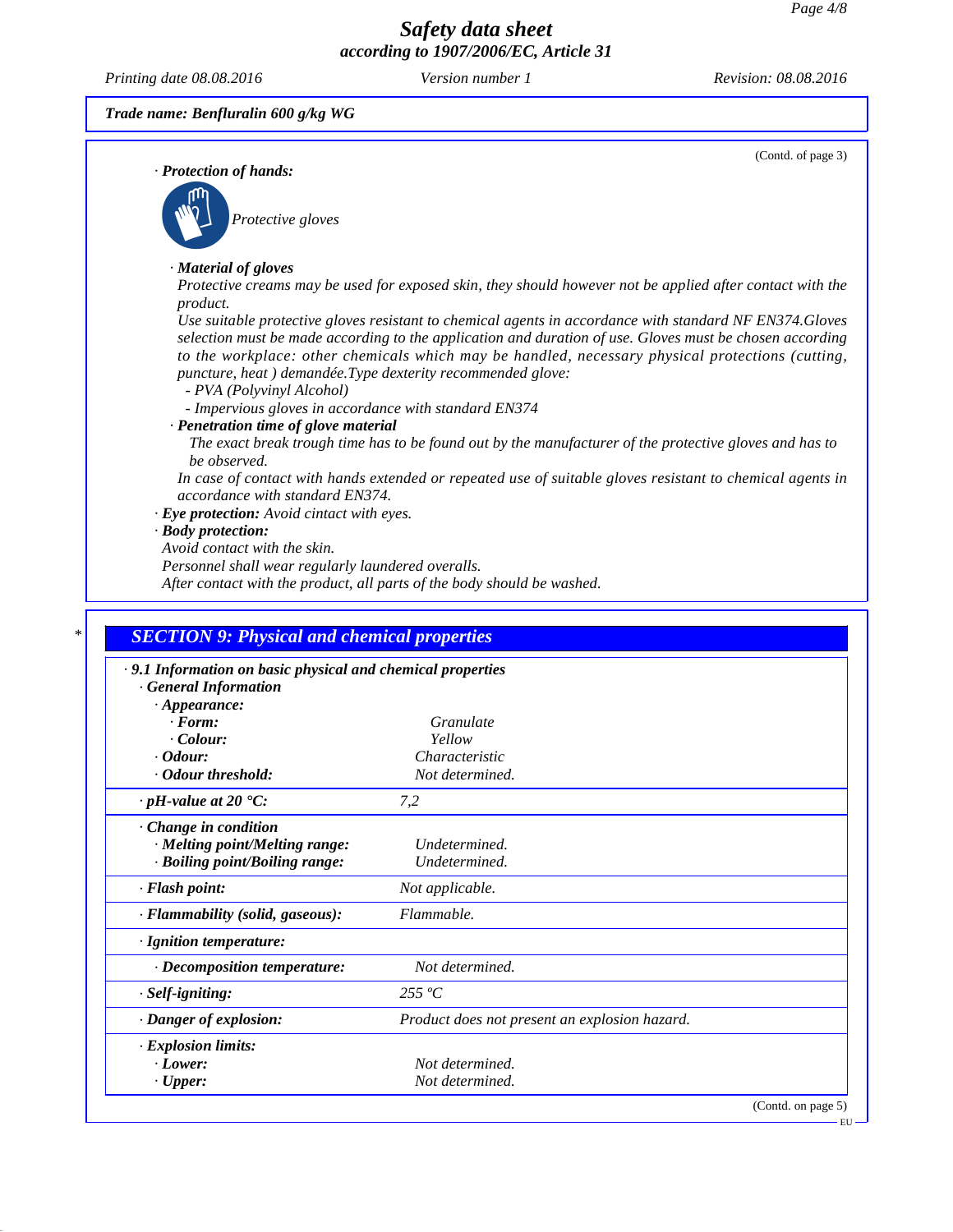Trade name: Benfluralin 600 g/kg WG

(Contd. of page 3)

· **Protection of hands:**

Protective gloves

· **Material of gloves**

*Protective creams may be used for exposed skin, they should however not be applied after contact with the product.*

*Use suitable protective gloves resistant to chemical agents in accordance with standard NF EN374.Gloves selection must be made according to the application and duration of use. Gloves must be chosen according to the workplace: other chemicals which may be handled, necessary physical protections (cutting, puncture, heat ) demandée.Type dexterity recommended glove:*

- *PVA (Polyvinyl Alcohol)*
- *Impervious gloves in accordance with standard EN374*

· **Penetration time of glove material**

*The exact break trough time has to be found out by the manufacturer of the protective gloves and has to be observed.*

*In case of contact with hands extended or repeated use of suitable gloves resistant to chemical agents in accordance with standard EN374.*

· **Eye protection:** *Avoid cintact with eyes.*

· **Body protection:**

*Avoid contact with the skin.*

*Personnel shall wear regularly laundered overalls.*

*After contact with the product, all parts of the body should be washed.*

## SECTION 9: Physical and chemical properties

· **9.1 Information on basic physical and chemical properties**

| | |
|---|---|
| · **General Information** | |
| · **Appearance:** | |
| · **Form:** | Granulate |
| · **Colour:** | Yellow |
| · **Odour:** | Characteristic |
| · **Odour threshold:** | Not determined. |
| · **pH-value at 20 °C:** | 7,2 |
| · **Change in condition** | |
| · **Melting point/Melting range:** | Undetermined. |
| · **Boiling point/Boiling range:** | Undetermined. |
| · **Flash point:** | Not applicable. |
| · **Flammability (solid, gaseous):** | Flammable. |
| · **Ignition temperature:** | |
| · **Decomposition temperature:** | Not determined. |
| · **Self-igniting:** | 255 °C |
| · **Danger of explosion:** | Product does not present an explosion hazard. |
| · **Explosion limits:** | |
| · **Lower:** | Not determined. |
| · **Upper:** | Not determined. |

(Contd. on page 5)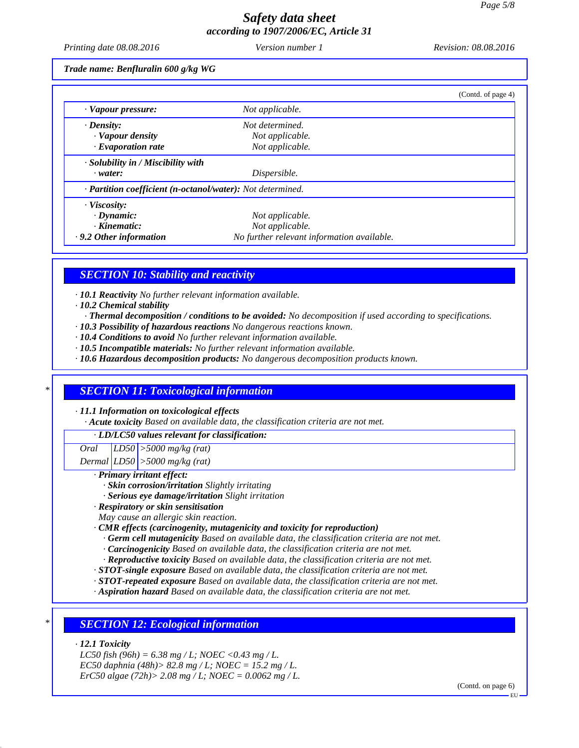(Contd. of page 4)

| | |
|---|---|
| · **Vapour pressure:** | *Not applicable.* |
| · **Density:** | *Not determined.* |
| · **Vapour density** | *Not applicable.* |
| · **Evaporation rate** | *Not applicable.* |
| · **Solubility in / Miscibility with** | |
| · **water:** | *Dispersible.* |
| · **Partition coefficient (n-octanol/water):** | *Not determined.* |
| · **Viscosity:** | |
| · **Dynamic:** | *Not applicable.* |
| · **Kinematic:** | *Not applicable.* |
| · **9.2 Other information** | *No further relevant information available.* |

## SECTION 10: Stability and reactivity

· **10.1 Reactivity** *No further relevant information available.*
· **10.2 Chemical stability**
· **Thermal decomposition / conditions to be avoided:** *No decomposition if used according to specifications.*
· **10.3 Possibility of hazardous reactions** *No dangerous reactions known.*
· **10.4 Conditions to avoid** *No further relevant information available.*
· **10.5 Incompatible materials:** *No further relevant information available.*
· **10.6 Hazardous decomposition products:** *No dangerous decomposition products known.*

## SECTION 11: Toxicological information

· **11.1 Information on toxicological effects**
· **Acute toxicity** *Based on available data, the classification criteria are not met.*

| · **LD/LC50 values relevant for classification:** | | |
|---|---|---|
| Oral | LD50 | >5000 mg/kg (rat) |
| Dermal | LD50 | >5000 mg/kg (rat) |

· **Primary irritant effect:**
· **Skin corrosion/irritation** *Slightly irritating*
· **Serious eye damage/irritation** *Slight irritation*
· **Respiratory or skin sensitisation**
*May cause an allergic skin reaction.*
· **CMR effects (carcinogenity, mutagenicity and toxicity for reproduction)**
· **Germ cell mutagenicity** *Based on available data, the classification criteria are not met.*
· **Carcinogenicity** *Based on available data, the classification criteria are not met.*
· **Reproductive toxicity** *Based on available data, the classification criteria are not met.*
· **STOT-single exposure** *Based on available data, the classification criteria are not met.*
· **STOT-repeated exposure** *Based on available data, the classification criteria are not met.*
· **Aspiration hazard** *Based on available data, the classification criteria are not met.*

## SECTION 12: Ecological information

· **12.1 Toxicity**
*LC50 fish (96h) = 6.38 mg / L; NOEC <0.43 mg / L.*
*EC50 daphnia (48h)> 82.8 mg / L; NOEC = 15.2 mg / L.*
*ErC50 algae (72h)> 2.08 mg / L; NOEC = 0.0062 mg / L.*

(Contd. on page 6)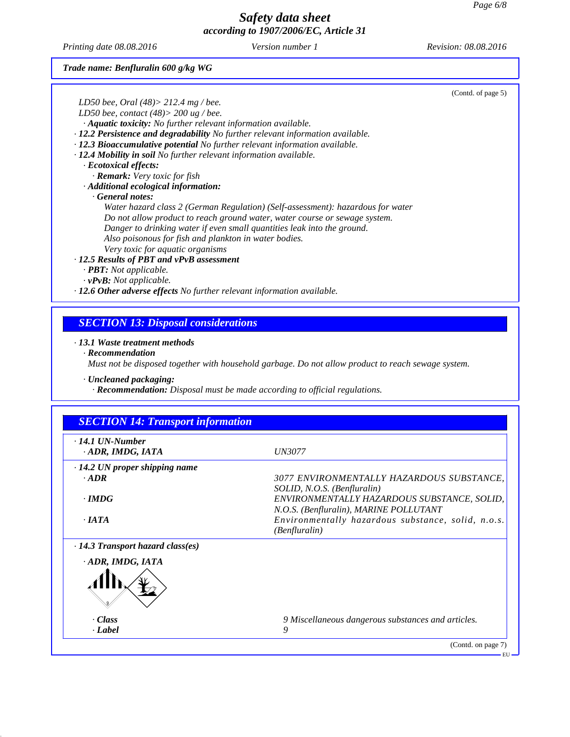Trade name: Benfluralin 600 g/kg WG

(Contd. of page 5)

LD50 bee, Oral (48)> 212.4 mg / bee.
LD50 bee, contact (48)> 200 ug / bee.

· **Aquatic toxicity:** No further relevant information available.
· **12.2 Persistence and degradability** No further relevant information available.
· **12.3 Bioaccumulative potential** No further relevant information available.
· **12.4 Mobility in soil** No further relevant information available.
· **Ecotoxical effects:**
· **Remark:** Very toxic for fish
· **Additional ecological information:**
· **General notes:**
Water hazard class 2 (German Regulation) (Self-assessment): hazardous for water
Do not allow product to reach ground water, water course or sewage system.
Danger to drinking water if even small quantities leak into the ground.
Also poisonous for fish and plankton in water bodies.
Very toxic for aquatic organisms
· **12.5 Results of PBT and vPvB assessment**
· **PBT:** Not applicable.
· **vPvB:** Not applicable.
· **12.6 Other adverse effects** No further relevant information available.

## SECTION 13: Disposal considerations

· **13.1 Waste treatment methods**
· **Recommendation**
Must not be disposed together with household garbage. Do not allow product to reach sewage system.

· **Uncleaned packaging:**
· **Recommendation:** Disposal must be made according to official regulations.

## SECTION 14: Transport information

| | |
|---|---|
| · **14.1 UN-Number** | |
| · **ADR, IMDG, IATA** | UN3077 |
| · **14.2 UN proper shipping name** | |
| · **ADR** | 3077 ENVIRONMENTALLY HAZARDOUS SUBSTANCE, SOLID, N.O.S. (Benfluralin) |
| · **IMDG** | ENVIRONMENTALLY HAZARDOUS SUBSTANCE, SOLID, N.O.S. (Benfluralin), MARINE POLLUTANT |
| · **IATA** | Environmentally hazardous substance, solid, n.o.s. (Benfluralin) |
| · **14.3 Transport hazard class(es)** | |
| · **ADR, IMDG, IATA** | |
| · **Class** | 9 Miscellaneous dangerous substances and articles. |
| · **Label** | 9 |

(Contd. on page 7)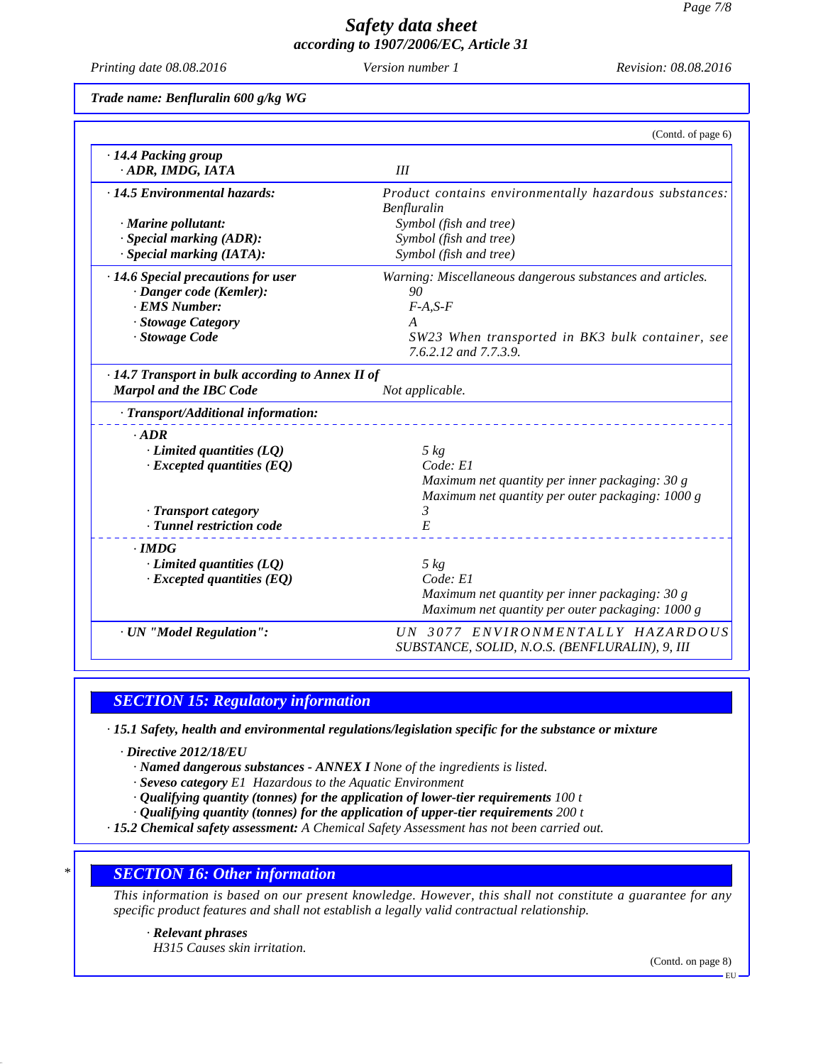**Trade name: Benfluralin 600 g/kg WG**

(Contd. of page 6)

| | |
|---|---|
| **· 14.4 Packing group** | |
| **· ADR, IMDG, IATA** | *III* |
| **· 14.5 Environmental hazards:** | *Product contains environmentally hazardous substances: Benfluralin* |
| **· Marine pollutant:** | *Symbol (fish and tree)* |
| **· Special marking (ADR):** | *Symbol (fish and tree)* |
| **· Special marking (IATA):** | *Symbol (fish and tree)* |
| **· 14.6 Special precautions for user** | *Warning: Miscellaneous dangerous substances and articles.* |
| **· Danger code (Kemler):** | *90* |
| **· EMS Number:** | *F-A,S-F* |
| **· Stowage Category** | *A* |
| **· Stowage Code** | *SW23 When transported in BK3 bulk container, see 7.6.2.12 and 7.7.3.9.* |
| **· 14.7 Transport in bulk according to Annex II of Marpol and the IBC Code** | *Not applicable.* |
| **· Transport/Additional information:** | |
| **· ADR** | |
| **· Limited quantities (LQ)** | *5 kg* |
| **· Excepted quantities (EQ)** | *Code: E1*<br>*Maximum net quantity per inner packaging: 30 g*<br>*Maximum net quantity per outer packaging: 1000 g* |
| **· Transport category** | *3* |
| **· Tunnel restriction code** | *E* |
| **· IMDG** | |
| **· Limited quantities (LQ)** | *5 kg* |
| **· Excepted quantities (EQ)** | *Code: E1*<br>*Maximum net quantity per inner packaging: 30 g*<br>*Maximum net quantity per outer packaging: 1000 g* |
| **· UN "Model Regulation":** | *UN 3077 ENVIRONMENTALLY HAZARDOUS SUBSTANCE, SOLID, N.O.S. (BENFLURALIN), 9, III* |

## SECTION 15: Regulatory information

**· 15.1 Safety, health and environmental regulations/legislation specific for the substance or mixture**

**· Directive 2012/18/EU**
- **· Named dangerous substances - ANNEX I** *None of the ingredients is listed.*
- **· Seveso category** *E1 Hazardous to the Aquatic Environment*
- **· Qualifying quantity (tonnes) for the application of lower-tier requirements** *100 t*
- **· Qualifying quantity (tonnes) for the application of upper-tier requirements** *200 t*

**· 15.2 Chemical safety assessment:** *A Chemical Safety Assessment has not been carried out.*

## SECTION 16: Other information

*This information is based on our present knowledge. However, this shall not constitute a guarantee for any specific product features and shall not establish a legally valid contractual relationship.*

**· Relevant phrases**
*H315 Causes skin irritation.*

(Contd. on page 8)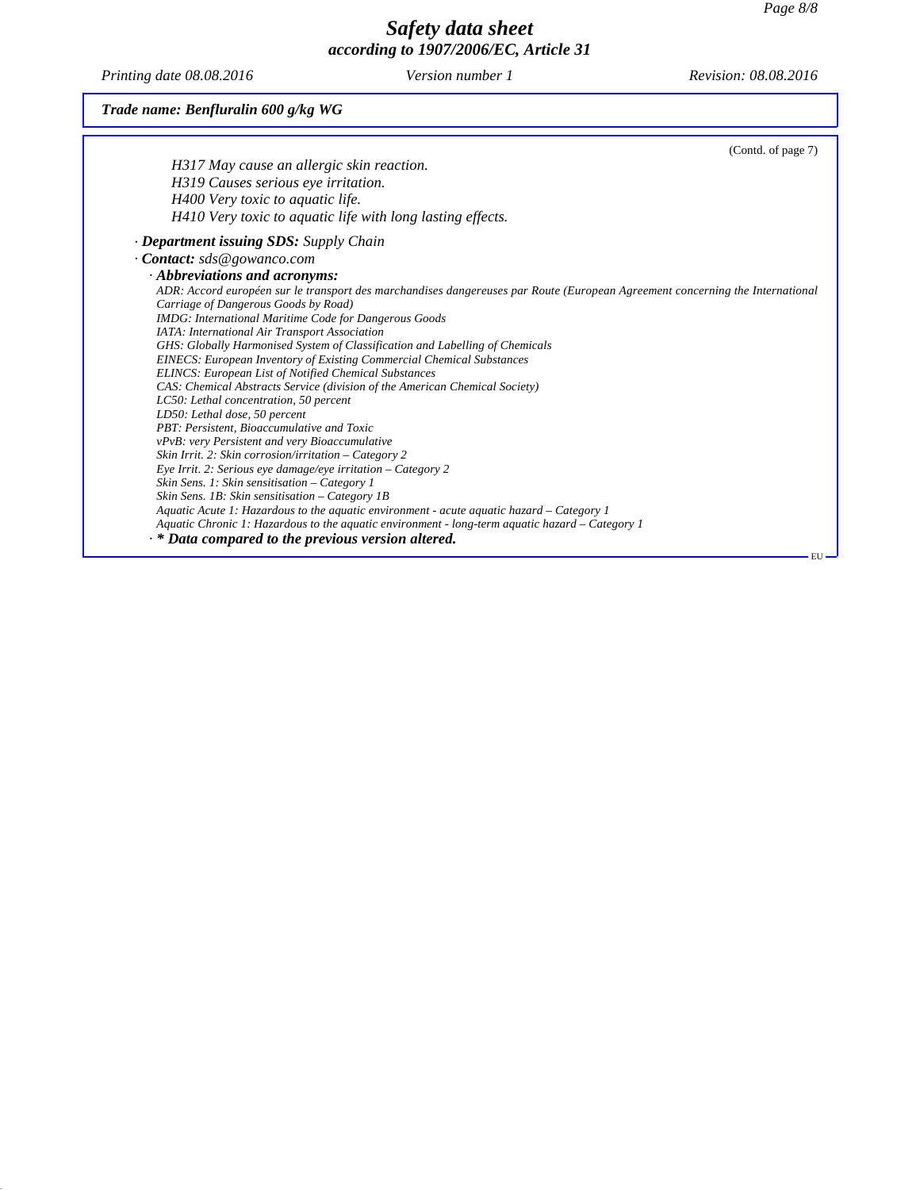Trade name: **Benfluralin 600 g/kg WG**

(Contd. of page 7)

*H317 May cause an allergic skin reaction.*
*H319 Causes serious eye irritation.*
*H400 Very toxic to aquatic life.*
*H410 Very toxic to aquatic life with long lasting effects.*

· ***Department issuing SDS:*** *Supply Chain*
· ***Contact:*** *sds@gowanco.com*
· ***Abbreviations and acronyms:***
*ADR: Accord européen sur le transport des marchandises dangereuses par Route (European Agreement concerning the International Carriage of Dangerous Goods by Road)*
*IMDG: International Maritime Code for Dangerous Goods*
*IATA: International Air Transport Association*
*GHS: Globally Harmonised System of Classification and Labelling of Chemicals*
*EINECS: European Inventory of Existing Commercial Chemical Substances*
*ELINCS: European List of Notified Chemical Substances*
*CAS: Chemical Abstracts Service (division of the American Chemical Society)*
*LC50: Lethal concentration, 50 percent*
*LD50: Lethal dose, 50 percent*
*PBT: Persistent, Bioaccumulative and Toxic*
*vPvB: very Persistent and very Bioaccumulative*
*Skin Irrit. 2: Skin corrosion/irritation – Category 2*
*Eye Irrit. 2: Serious eye damage/eye irritation – Category 2*
*Skin Sens. 1: Skin sensitisation – Category 1*
*Skin Sens. 1B: Skin sensitisation – Category 1B*
*Aquatic Acute 1: Hazardous to the aquatic environment - acute aquatic hazard – Category 1*
*Aquatic Chronic 1: Hazardous to the aquatic environment - long-term aquatic hazard – Category 1*
· ***\* Data compared to the previous version altered.***

EU